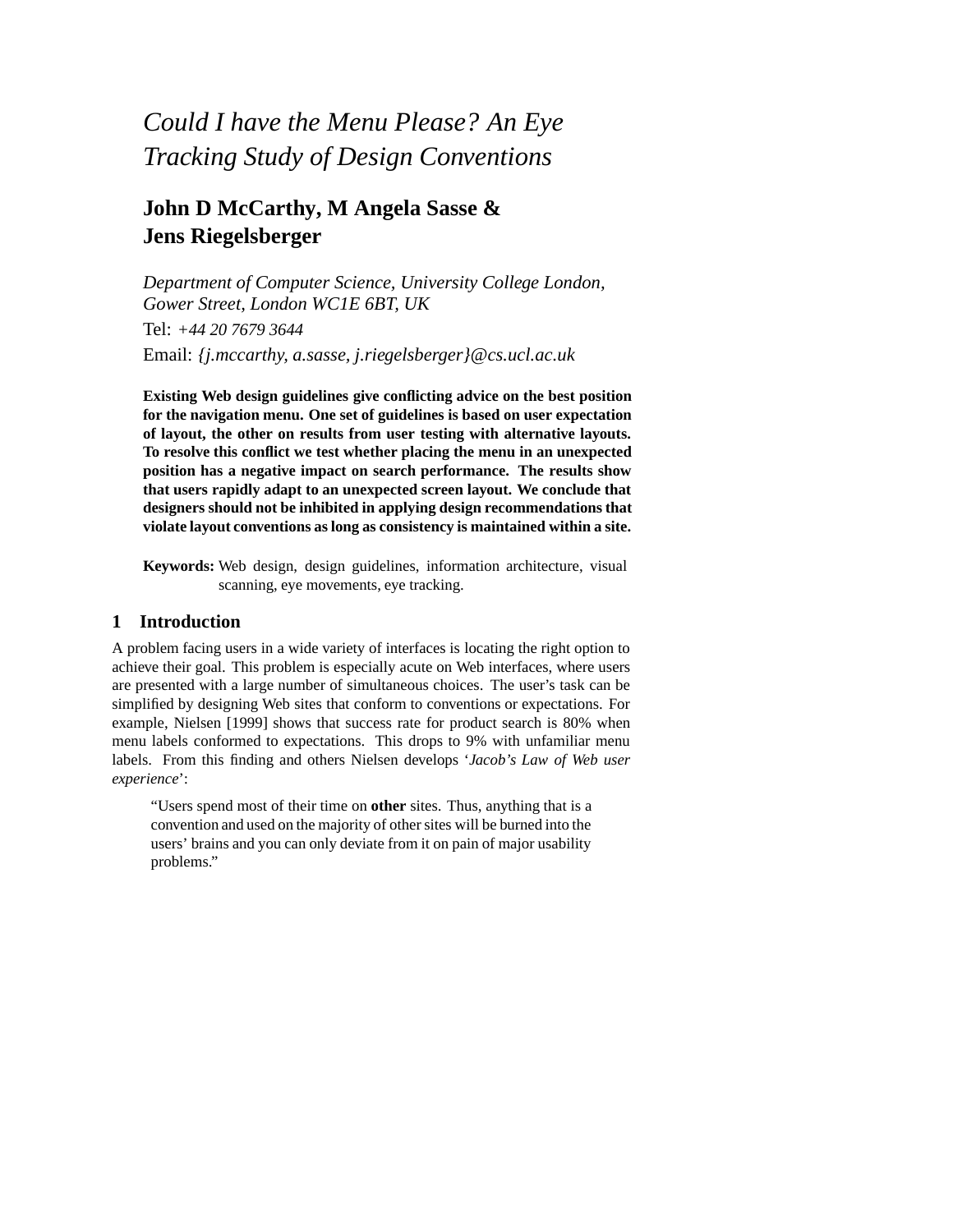# *Could I have the Menu Please? An Eye Tracking Study of Design Conventions*

**John D McCarthy, M Angela Sasse & Jens Riegelsberger**

*Department of Computer Science, University College London, Gower Street, London WC1E 6BT, UK*

Tel: *+44 20 7679 3644*

Email: *{j.mccarthy, a.sasse, j.riegelsberger}@cs.ucl.ac.uk*

**Existing Web design guidelines give conflicting advice on the best position for the navigation menu. One set of guidelines is based on user expectation of layout, the other on results from user testing with alternative layouts. To resolve this conflict we test whether placing the menu in an unexpected position has a negative impact on search performance. The results show that users rapidly adapt to an unexpected screen layout. We conclude that designers should not be inhibited in applying design recommendations that violate layout conventions as long as consistency is maintained within a site.**

**Keywords:** Web design, design guidelines, information architecture, visual scanning, eye movements, eye tracking.

## 1 Introduction

A problem facing users in a wide variety of interfaces is locating the right option to achieve their goal. This problem is especially acute on Web interfaces, where users are presented with a large number of simultaneous choices. The user's task can be simplified by designing Web sites that conform to conventions or expectations. For example, Nielsen [1999] shows that success rate for product search is 80% when menu labels conformed to expectations. This drops to 9% with unfamiliar menu labels. From this finding and others Nielsen develops '*Jacob's Law of Web user experience*':

> "Users spend most of their time on **other** sites. Thus, anything that is a convention and used on the majority of other sites will be burned into the users' brains and you can only deviate from it on pain of major usability problems."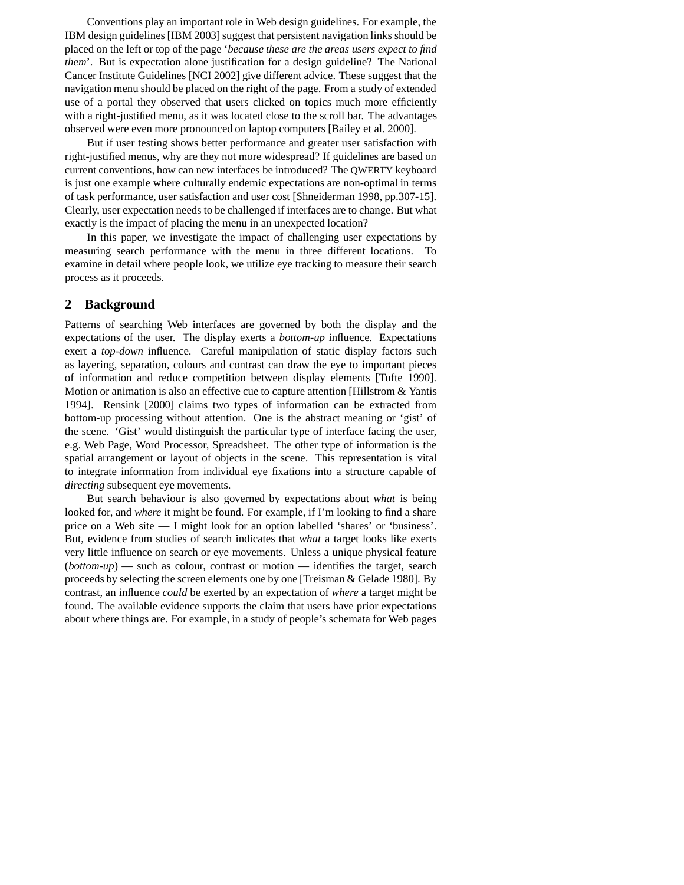Conventions play an important role in Web design guidelines. For example, the IBM design guidelines [IBM 2003] suggest that persistent navigation links should be placed on the left or top of the page '*because these are the areas users expect to find them*'. But is expectation alone justification for a design guideline? The National Cancer Institute Guidelines [NCI 2002] give different advice. These suggest that the navigation menu should be placed on the right of the page. From a study of extended use of a portal they observed that users clicked on topics much more efficiently with a right-justified menu, as it was located close to the scroll bar. The advantages observed were even more pronounced on laptop computers [Bailey et al. 2000].

But if user testing shows better performance and greater user satisfaction with right-justified menus, why are they not more widespread? If guidelines are based on current conventions, how can new interfaces be introduced? The QWERTY keyboard is just one example where culturally endemic expectations are non-optimal in terms of task performance, user satisfaction and user cost [Shneiderman 1998, pp.307-15]. Clearly, user expectation needs to be challenged if interfaces are to change. But what exactly is the impact of placing the menu in an unexpected location?

In this paper, we investigate the impact of challenging user expectations by measuring search performance with the menu in three different locations. To examine in detail where people look, we utilize eye tracking to measure their search process as it proceeds.

## 2 Background

Patterns of searching Web interfaces are governed by both the display and the expectations of the user. The display exerts a *bottom-up* influence. Expectations exert a *top-down* influence. Careful manipulation of static display factors such as layering, separation, colours and contrast can draw the eye to important pieces of information and reduce competition between display elements [Tufte 1990]. Motion or animation is also an effective cue to capture attention [Hillstrom & Yantis 1994]. Rensink [2000] claims two types of information can be extracted from bottom-up processing without attention. One is the abstract meaning or 'gist' of the scene. 'Gist' would distinguish the particular type of interface facing the user, e.g. Web Page, Word Processor, Spreadsheet. The other type of information is the spatial arrangement or layout of objects in the scene. This representation is vital to integrate information from individual eye fixations into a structure capable of *directing* subsequent eye movements.

But search behaviour is also governed by expectations about *what* is being looked for, and *where* it might be found. For example, if I'm looking to find a share price on a Web site — I might look for an option labelled 'shares' or 'business'. But, evidence from studies of search indicates that *what* a target looks like exerts very little influence on search or eye movements. Unless a unique physical feature (*bottom-up*) — such as colour, contrast or motion — identifies the target, search proceeds by selecting the screen elements one by one [Treisman & Gelade 1980]. By contrast, an influence *could* be exerted by an expectation of *where* a target might be found. The available evidence supports the claim that users have prior expectations about where things are. For example, in a study of people's schemata for Web pages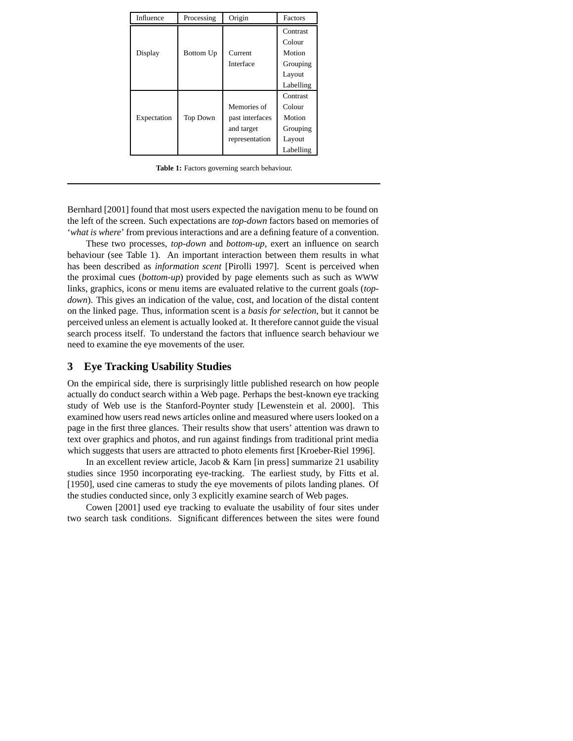| Influence | Processing | Origin | Factors |
|---|---|---|---|
| Display | Bottom Up | Current Interface | Contrast<br>Colour<br>Motion<br>Grouping<br>Layout<br>Labelling |
| Expectation | Top Down | Memories of past interfaces and target representation | Contrast<br>Colour<br>Motion<br>Grouping<br>Layout<br>Labelling |

**Table 1:** Factors governing search behaviour.

Bernhard [2001] found that most users expected the navigation menu to be found on the left of the screen. Such expectations are *top-down* factors based on memories of '*what is where*' from previous interactions and are a defining feature of a convention.

These two processes, *top-down* and *bottom-up*, exert an influence on search behaviour (see Table 1). An important interaction between them results in what has been described as *information scent* [Pirolli 1997]. Scent is perceived when the proximal cues (*bottom-up*) provided by page elements such as such as WWW links, graphics, icons or menu items are evaluated relative to the current goals (*top-down*). This gives an indication of the value, cost, and location of the distal content on the linked page. Thus, information scent is a *basis for selection*, but it cannot be perceived unless an element is actually looked at. It therefore cannot guide the visual search process itself. To understand the factors that influence search behaviour we need to examine the eye movements of the user.

## 3 Eye Tracking Usability Studies

On the empirical side, there is surprisingly little published research on how people actually do conduct search within a Web page. Perhaps the best-known eye tracking study of Web use is the Stanford-Poynter study [Lewenstein et al. 2000]. This examined how users read news articles online and measured where users looked on a page in the first three glances. Their results show that users' attention was drawn to text over graphics and photos, and run against findings from traditional print media which suggests that users are attracted to photo elements first [Kroeber-Riel 1996].

In an excellent review article, Jacob & Karn [in press] summarize 21 usability studies since 1950 incorporating eye-tracking. The earliest study, by Fitts et al. [1950], used cine cameras to study the eye movements of pilots landing planes. Of the studies conducted since, only 3 explicitly examine search of Web pages.

Cowen [2001] used eye tracking to evaluate the usability of four sites under two search task conditions. Significant differences between the sites were found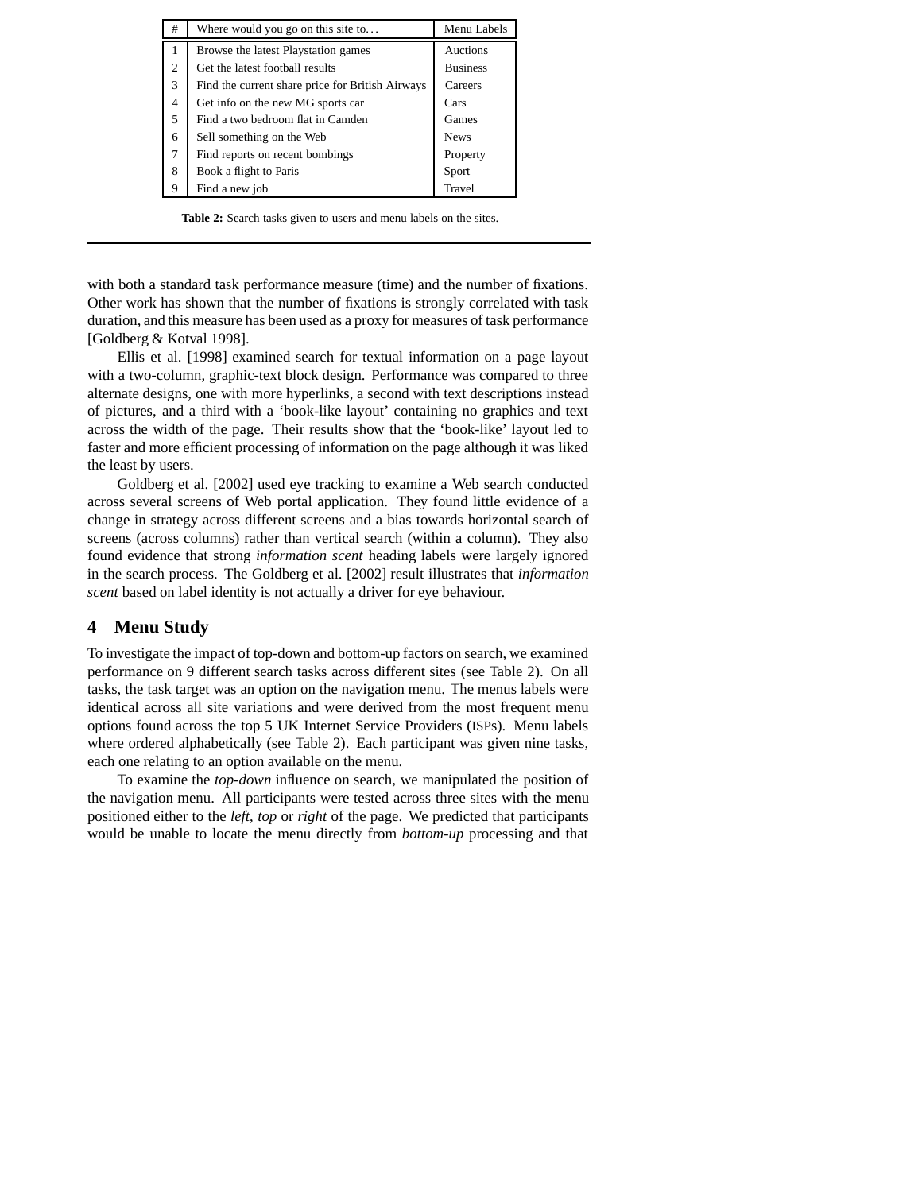| # | Where would you go on this site to… | Menu Labels |
|---|---|---|
| 1 | Browse the latest Playstation games | Auctions |
| 2 | Get the latest football results | Business |
| 3 | Find the current share price for British Airways | Careers |
| 4 | Get info on the new MG sports car | Cars |
| 5 | Find a two bedroom flat in Camden | Games |
| 6 | Sell something on the Web | News |
| 7 | Find reports on recent bombings | Property |
| 8 | Book a flight to Paris | Sport |
| 9 | Find a new job | Travel |

**Table 2:** Search tasks given to users and menu labels on the sites.

with both a standard task performance measure (time) and the number of fixations. Other work has shown that the number of fixations is strongly correlated with task duration, and this measure has been used as a proxy for measures of task performance [Goldberg & Kotval 1998].

Ellis et al. [1998] examined search for textual information on a page layout with a two-column, graphic-text block design. Performance was compared to three alternate designs, one with more hyperlinks, a second with text descriptions instead of pictures, and a third with a 'book-like layout' containing no graphics and text across the width of the page. Their results show that the 'book-like' layout led to faster and more efficient processing of information on the page although it was liked the least by users.

Goldberg et al. [2002] used eye tracking to examine a Web search conducted across several screens of Web portal application. They found little evidence of a change in strategy across different screens and a bias towards horizontal search of screens (across columns) rather than vertical search (within a column). They also found evidence that strong *information scent* heading labels were largely ignored in the search process. The Goldberg et al. [2002] result illustrates that *information scent* based on label identity is not actually a driver for eye behaviour.

## 4 Menu Study

To investigate the impact of top-down and bottom-up factors on search, we examined performance on 9 different search tasks across different sites (see Table 2). On all tasks, the task target was an option on the navigation menu. The menus labels were identical across all site variations and were derived from the most frequent menu options found across the top 5 UK Internet Service Providers (ISPs). Menu labels where ordered alphabetically (see Table 2). Each participant was given nine tasks, each one relating to an option available on the menu.

To examine the *top-down* influence on search, we manipulated the position of the navigation menu. All participants were tested across three sites with the menu positioned either to the *left*, *top* or *right* of the page. We predicted that participants would be unable to locate the menu directly from *bottom-up* processing and that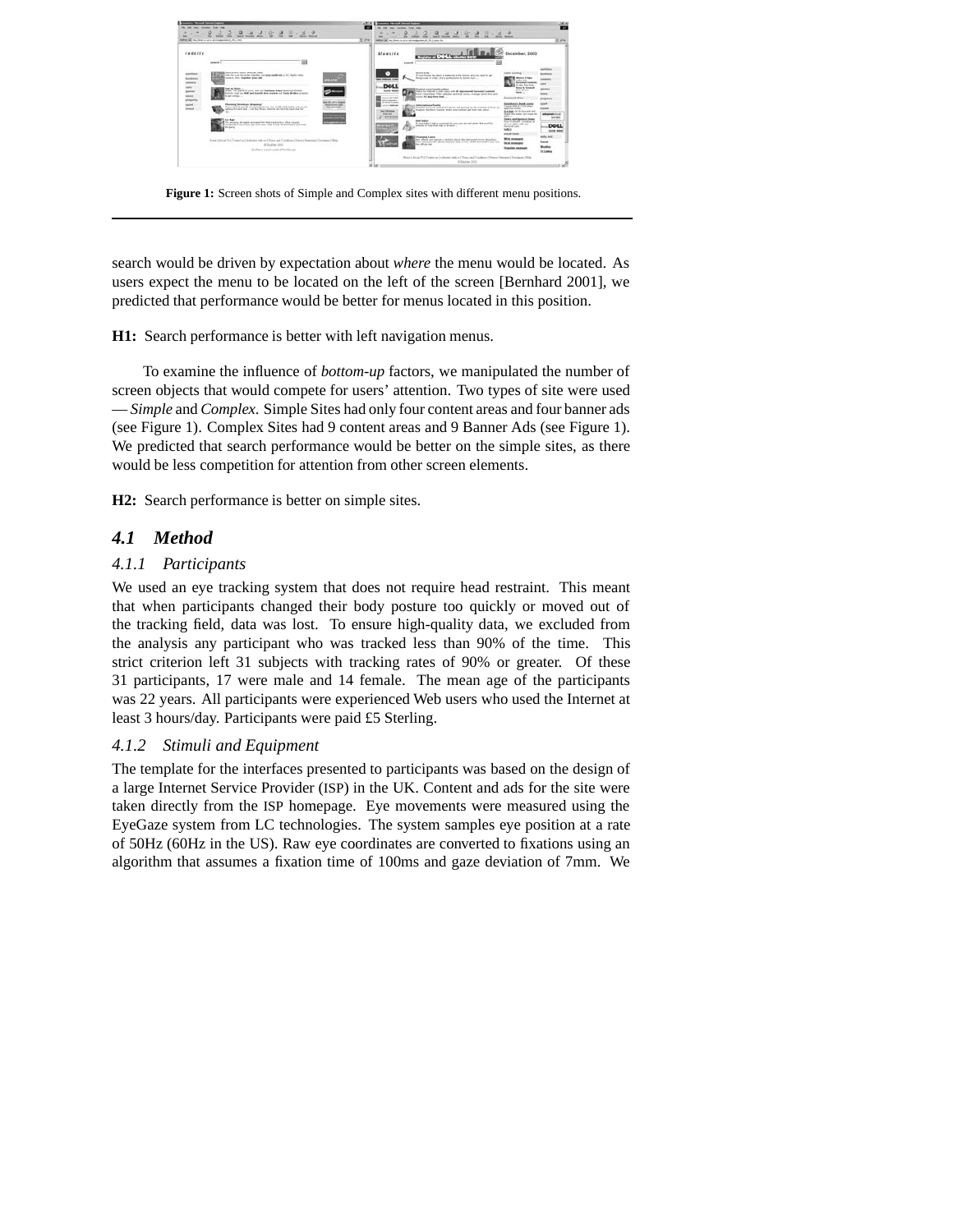Figure 1: Screen shots of Simple and Complex sites with different menu positions.

search would be driven by expectation about *where* the menu would be located. As users expect the menu to be located on the left of the screen [Bernhard 2001], we predicted that performance would be better for menus located in this position.

**H1:** Search performance is better with left navigation menus.

To examine the influence of *bottom-up* factors, we manipulated the number of screen objects that would compete for users' attention. Two types of site were used — *Simple* and *Complex*. Simple Sites had only four content areas and four banner ads (see Figure 1). Complex Sites had 9 content areas and 9 Banner Ads (see Figure 1). We predicted that search performance would be better on the simple sites, as there would be less competition for attention from other screen elements.

**H2:** Search performance is better on simple sites.

## *4.1 Method*

### *4.1.1 Participants*

We used an eye tracking system that does not require head restraint. This meant that when participants changed their body posture too quickly or moved out of the tracking field, data was lost. To ensure high-quality data, we excluded from the analysis any participant who was tracked less than 90% of the time. This strict criterion left 31 subjects with tracking rates of 90% or greater. Of these 31 participants, 17 were male and 14 female. The mean age of the participants was 22 years. All participants were experienced Web users who used the Internet at least 3 hours/day. Participants were paid £5 Sterling.

### *4.1.2 Stimuli and Equipment*

The template for the interfaces presented to participants was based on the design of a large Internet Service Provider (ISP) in the UK. Content and ads for the site were taken directly from the ISP homepage. Eye movements were measured using the EyeGaze system from LC technologies. The system samples eye position at a rate of 50Hz (60Hz in the US). Raw eye coordinates are converted to fixations using an algorithm that assumes a fixation time of 100ms and gaze deviation of 7mm. We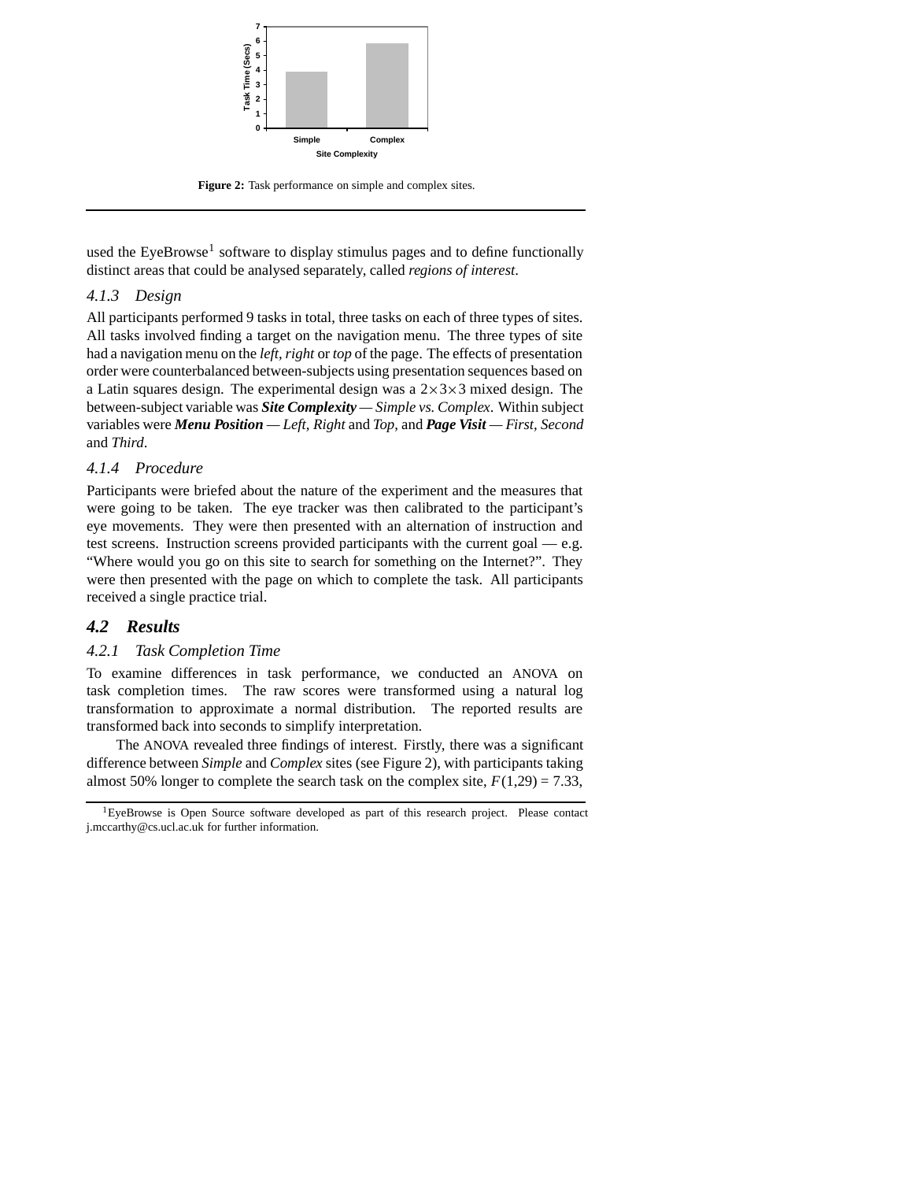Figure 2: Task performance on simple and complex sites.

used the EyeBrowse[1] software to display stimulus pages and to define functionally distinct areas that could be analysed separately, called *regions of interest*.

#### 4.1.3 Design

All participants performed 9 tasks in total, three tasks on each of three types of sites. All tasks involved finding a target on the navigation menu. The three types of site had a navigation menu on the *left*, *right* or *top* of the page. The effects of presentation order were counterbalanced between-subjects using presentation sequences based on a Latin squares design. The experimental design was a $2 \times 3 \times 3$ mixed design. The between-subject variable was ***Site Complexity*** — *Simple vs. Complex*. Within subject variables were ***Menu Position*** — *Left*, *Right* and *Top*, and ***Page Visit*** — *First*, *Second* and *Third*.

#### 4.1.4 Procedure

Participants were briefed about the nature of the experiment and the measures that were going to be taken. The eye tracker was then calibrated to the participant's eye movements. They were then presented with an alternation of instruction and test screens. Instruction screens provided participants with the current goal — e.g. "Where would you go on this site to search for something on the Internet?". They were then presented with the page on which to complete the task. All participants received a single practice trial.

### 4.2 Results

#### 4.2.1 Task Completion Time

To examine differences in task performance, we conducted an ANOVA on task completion times. The raw scores were transformed using a natural log transformation to approximate a normal distribution. The reported results are transformed back into seconds to simplify interpretation.

The ANOVA revealed three findings of interest. Firstly, there was a significant difference between *Simple* and *Complex* sites (see Figure 2), with participants taking almost 50% longer to complete the search task on the complex site, $F(1,29) = 7.33$,

[1] EyeBrowse is Open Source software developed as part of this research project. Please contact j.mccarthy@cs.ucl.ac.uk for further information.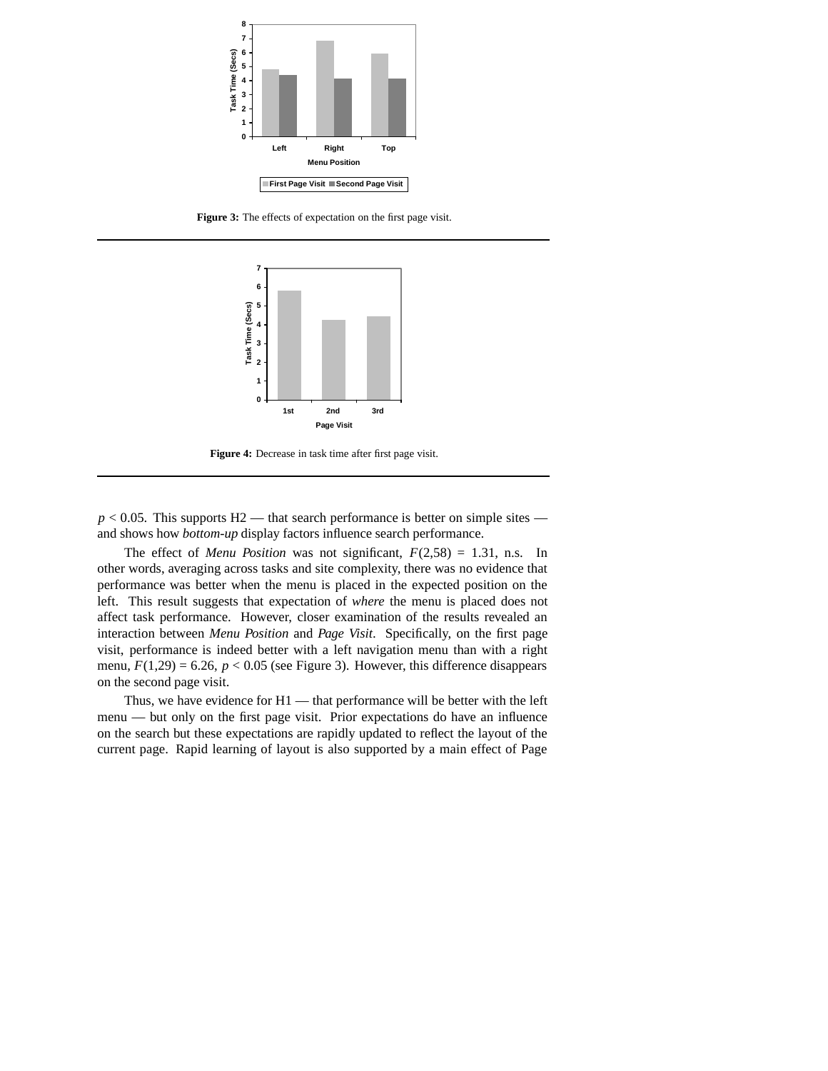**Figure 3:** The effects of expectation on the first page visit.

**Figure 4:** Decrease in task time after first page visit.

$p < 0.05$. This supports H2 — that search performance is better on simple sites — and shows how *bottom-up* display factors influence search performance.

The effect of *Menu Position* was not significant, $F(2,58) = 1.31$, n.s. In other words, averaging across tasks and site complexity, there was no evidence that performance was better when the menu is placed in the expected position on the left. This result suggests that expectation of *where* the menu is placed does not affect task performance. However, closer examination of the results revealed an interaction between *Menu Position* and *Page Visit*. Specifically, on the first page visit, performance is indeed better with a left navigation menu than with a right menu, $F(1,29) = 6.26$, $p < 0.05$ (see Figure 3). However, this difference disappears on the second page visit.

Thus, we have evidence for H1 — that performance will be better with the left menu — but only on the first page visit. Prior expectations do have an influence on the search but these expectations are rapidly updated to reflect the layout of the current page. Rapid learning of layout is also supported by a main effect of Page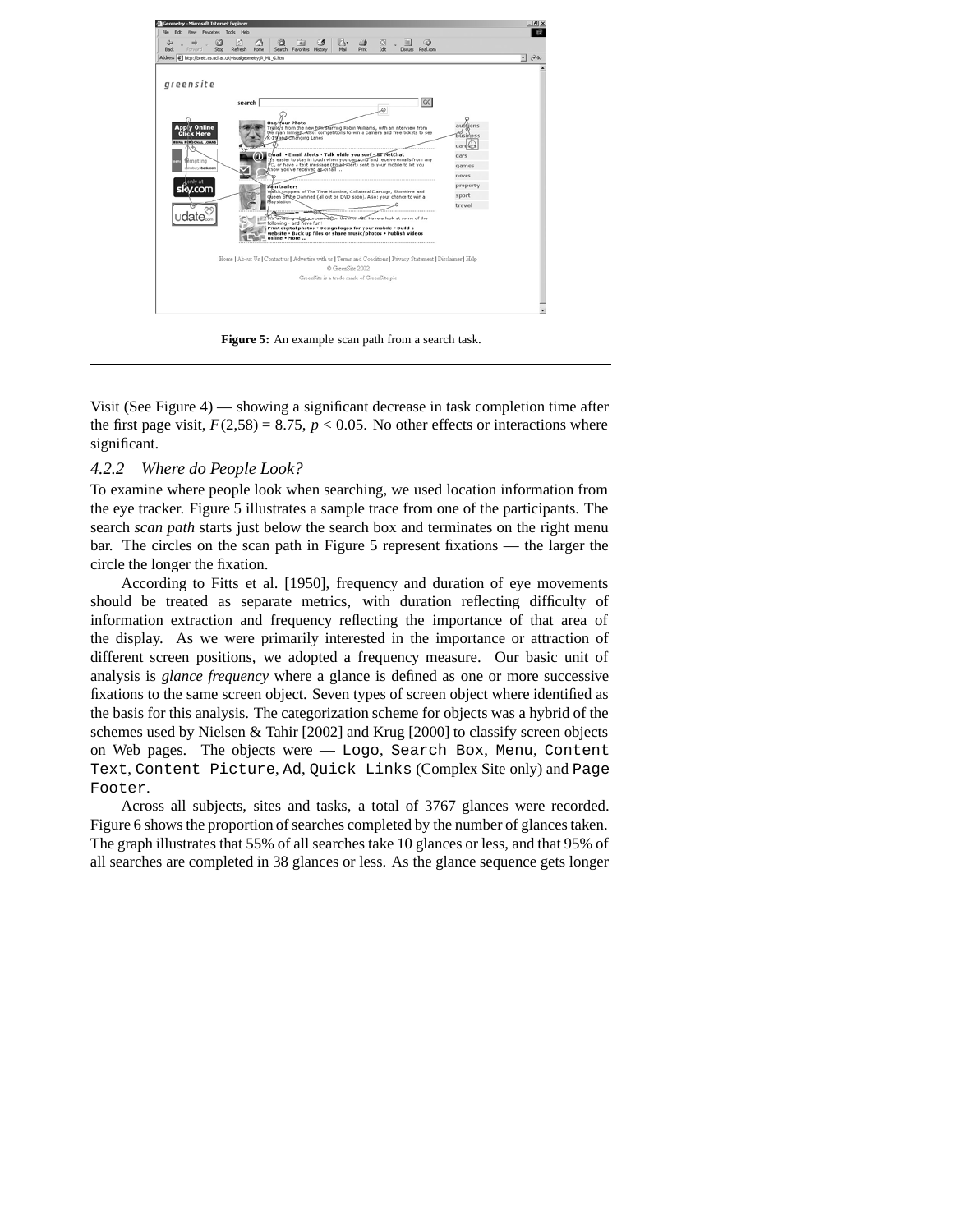Figure 5: An example scan path from a search task.

Visit (See Figure 4) — showing a significant decrease in task completion time after the first page visit, $F(2,58) = 8.75$, $p < 0.05$. No other effects or interactions where significant.

### 4.2.2 Where do People Look?

To examine where people look when searching, we used location information from the eye tracker. Figure 5 illustrates a sample trace from one of the participants. The search *scan path* starts just below the search box and terminates on the right menu bar. The circles on the scan path in Figure 5 represent fixations — the larger the circle the longer the fixation.

According to Fitts et al. [1950], frequency and duration of eye movements should be treated as separate metrics, with duration reflecting difficulty of information extraction and frequency reflecting the importance of that area of the display. As we were primarily interested in the importance or attraction of different screen positions, we adopted a frequency measure. Our basic unit of analysis is *glance frequency* where a glance is defined as one or more successive fixations to the same screen object. Seven types of screen object where identified as the basis for this analysis. The categorization scheme for objects was a hybrid of the schemes used by Nielsen & Tahir [2002] and Krug [2000] to classify screen objects on Web pages. The objects were — `Logo`, `Search Box`, `Menu`, `Content Text`, `Content Picture`, `Ad`, `Quick Links` (Complex Site only) and `Page Footer`.

Across all subjects, sites and tasks, a total of 3767 glances were recorded. Figure 6 shows the proportion of searches completed by the number of glances taken. The graph illustrates that 55% of all searches take 10 glances or less, and that 95% of all searches are completed in 38 glances or less. As the glance sequence gets longer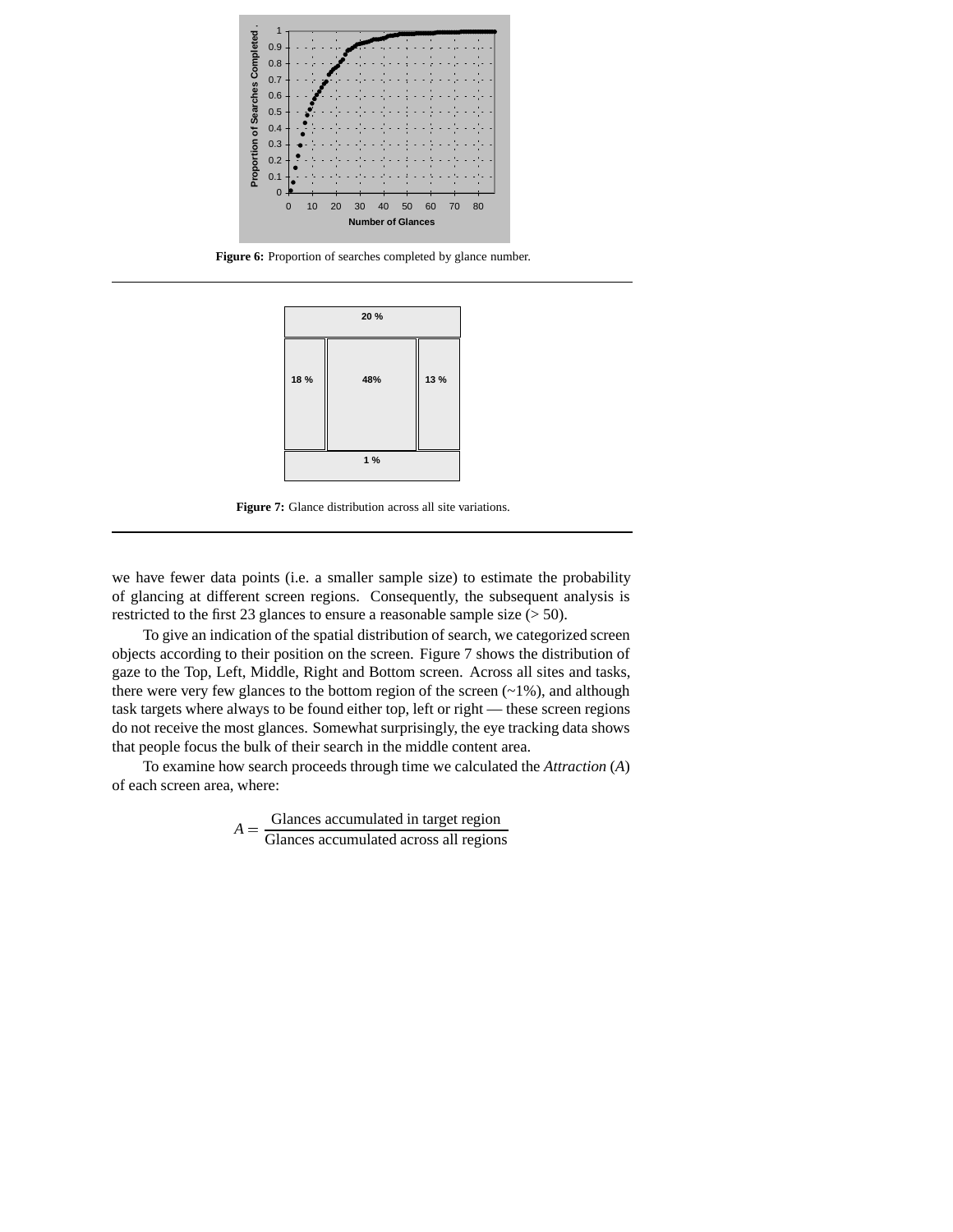**Figure 6:** Proportion of searches completed by glance number.

**Figure 7:** Glance distribution across all site variations.

we have fewer data points (i.e. a smaller sample size) to estimate the probability of glancing at different screen regions. Consequently, the subsequent analysis is restricted to the first 23 glances to ensure a reasonable sample size (> 50).

To give an indication of the spatial distribution of search, we categorized screen objects according to their position on the screen. Figure 7 shows the distribution of gaze to the Top, Left, Middle, Right and Bottom screen. Across all sites and tasks, there were very few glances to the bottom region of the screen (~1%), and although task targets where always to be found either top, left or right — these screen regions do not receive the most glances. Somewhat surprisingly, the eye tracking data shows that people focus the bulk of their search in the middle content area.

To examine how search proceeds through time we calculated the *Attraction* ($A$) of each screen area, where:

$$A = \frac{\text{Glances accumulated in target region}}{\text{Glances accumulated across all regions}}$$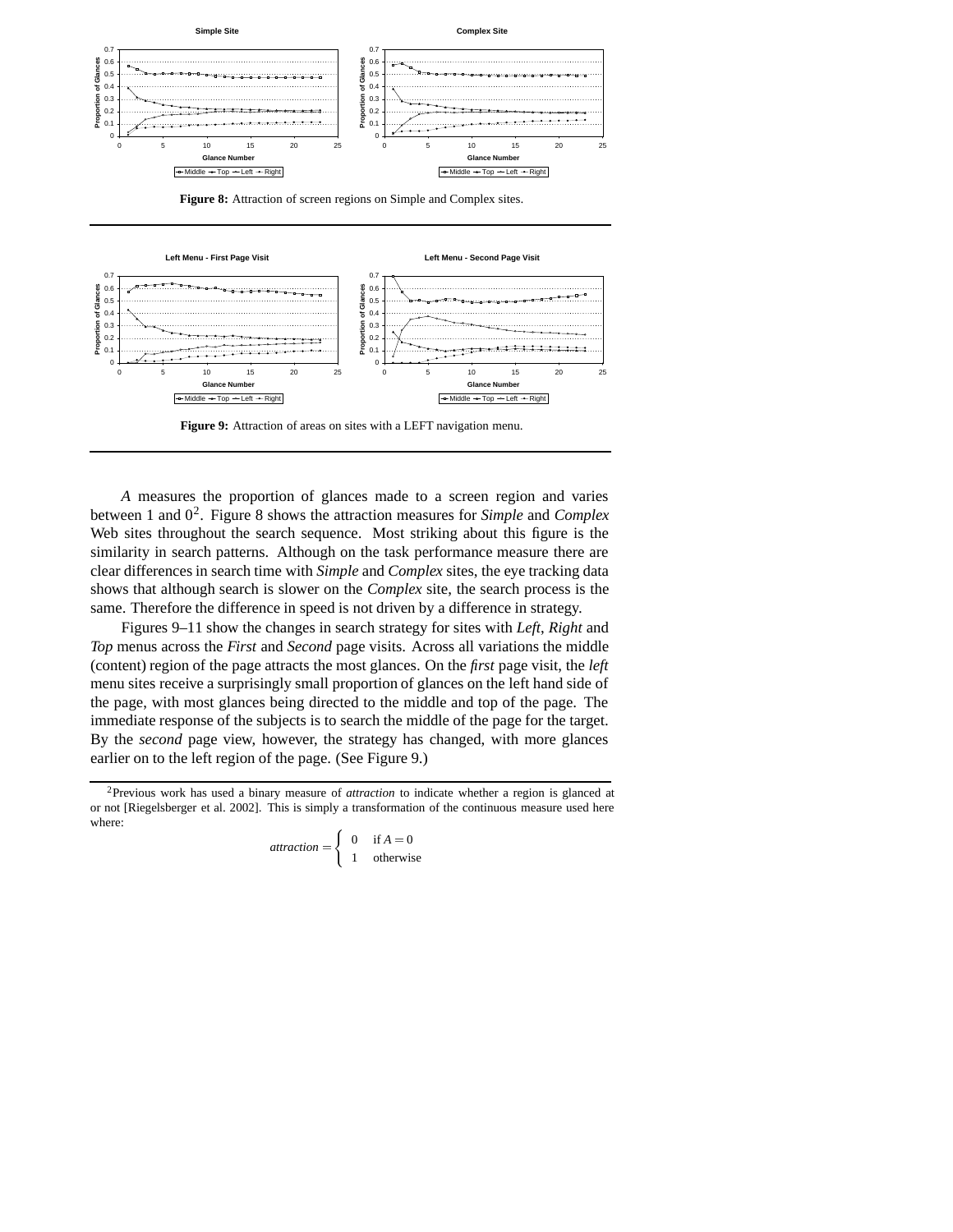**Figure 8:** Attraction of screen regions on Simple and Complex sites.

**Figure 9:** Attraction of areas on sites with a LEFT navigation menu.

*A* measures the proportion of glances made to a screen region and varies between 1 and 0[2]. Figure 8 shows the attraction measures for *Simple* and *Complex* Web sites throughout the search sequence. Most striking about this figure is the similarity in search patterns. Although on the task performance measure there are clear differences in search time with *Simple* and *Complex* sites, the eye tracking data shows that although search is slower on the *Complex* site, the search process is the same. Therefore the difference in speed is not driven by a difference in strategy.

Figures 9–11 show the changes in search strategy for sites with *Left*, *Right* and *Top* menus across the *First* and *Second* page visits. Across all variations the middle (content) region of the page attracts the most glances. On the *first* page visit, the *left* menu sites receive a surprisingly small proportion of glances on the left hand side of the page, with most glances being directed to the middle and top of the page. The immediate response of the subjects is to search the middle of the page for the target. By the *second* page view, however, the strategy has changed, with more glances earlier on to the left region of the page. (See Figure 9.)

[2]Previous work has used a binary measure of *attraction* to indicate whether a region is glanced at or not [Riegelsberger et al. 2002]. This is simply a transformation of the continuous measure used here where:

$$attraction = \begin{cases} 0 & \text{if } A = 0 \\ 1 & \text{otherwise} \end{cases}$$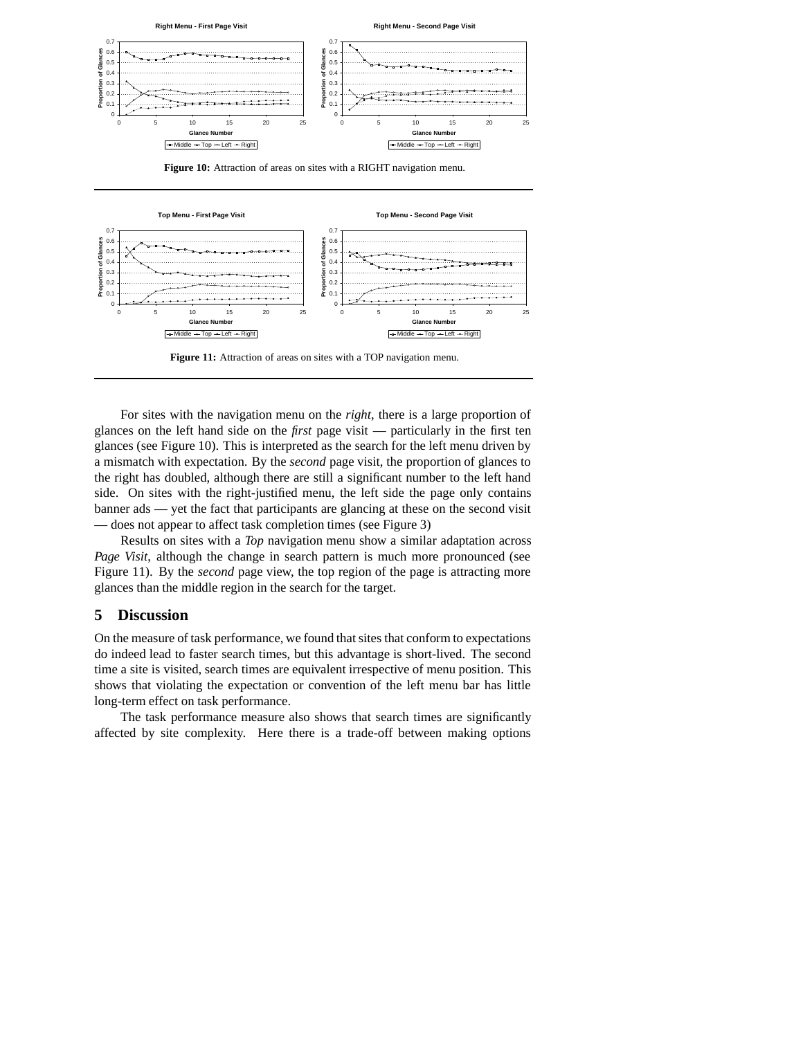**Figure 10:** Attraction of areas on sites with a RIGHT navigation menu.

**Figure 11:** Attraction of areas on sites with a TOP navigation menu.

For sites with the navigation menu on the *right*, there is a large proportion of glances on the left hand side on the *first* page visit — particularly in the first ten glances (see Figure 10). This is interpreted as the search for the left menu driven by a mismatch with expectation. By the *second* page visit, the proportion of glances to the right has doubled, although there are still a significant number to the left hand side. On sites with the right-justified menu, the left side the page only contains banner ads — yet the fact that participants are glancing at these on the second visit — does not appear to affect task completion times (see Figure 3)

Results on sites with a *Top* navigation menu show a similar adaptation across *Page Visit*, although the change in search pattern is much more pronounced (see Figure 11). By the *second* page view, the top region of the page is attracting more glances than the middle region in the search for the target.

## 5 Discussion

On the measure of task performance, we found that sites that conform to expectations do indeed lead to faster search times, but this advantage is short-lived. The second time a site is visited, search times are equivalent irrespective of menu position. This shows that violating the expectation or convention of the left menu bar has little long-term effect on task performance.

The task performance measure also shows that search times are significantly affected by site complexity. Here there is a trade-off between making options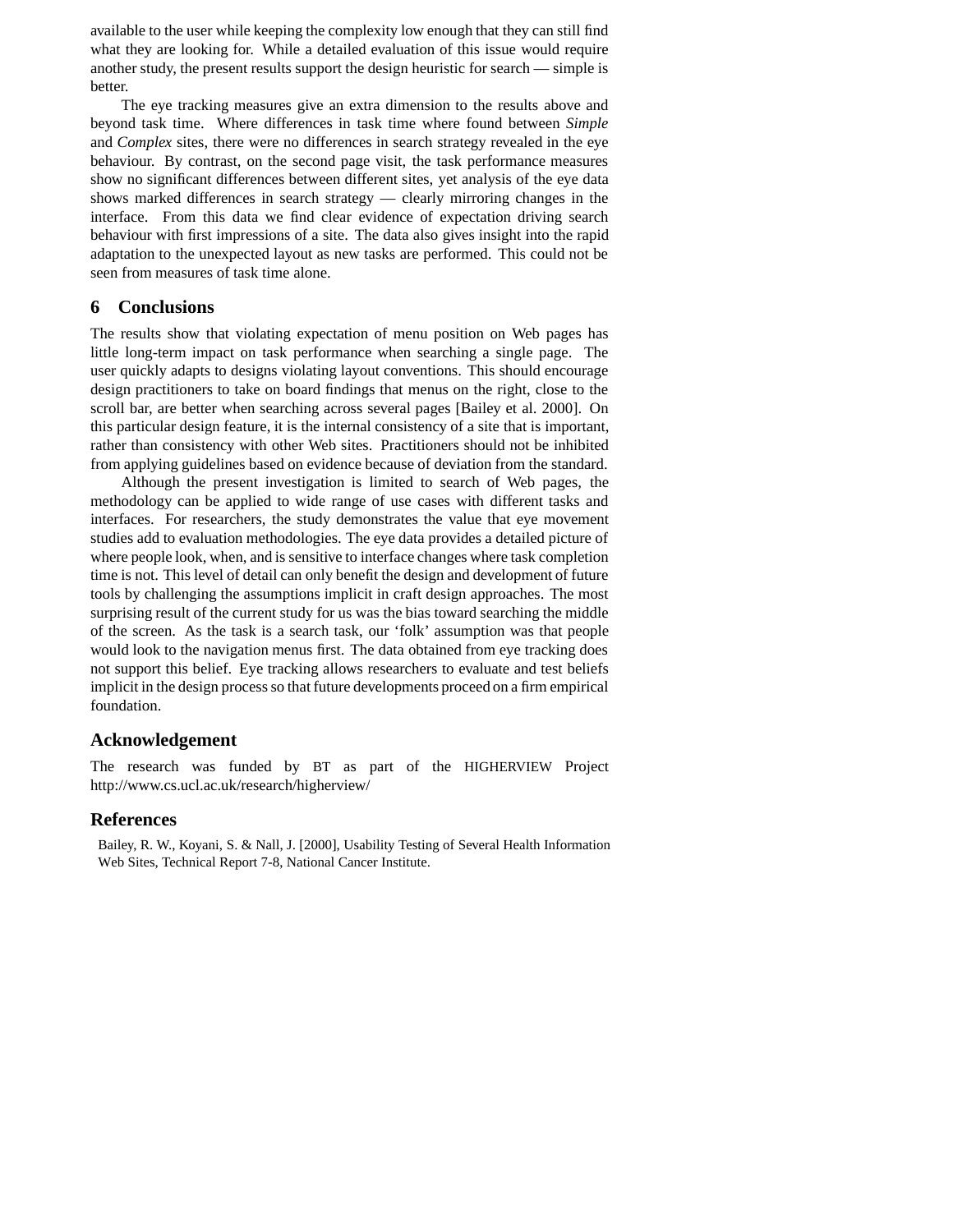available to the user while keeping the complexity low enough that they can still find what they are looking for. While a detailed evaluation of this issue would require another study, the present results support the design heuristic for search — simple is better.

The eye tracking measures give an extra dimension to the results above and beyond task time. Where differences in task time where found between *Simple* and *Complex* sites, there were no differences in search strategy revealed in the eye behaviour. By contrast, on the second page visit, the task performance measures show no significant differences between different sites, yet analysis of the eye data shows marked differences in search strategy — clearly mirroring changes in the interface. From this data we find clear evidence of expectation driving search behaviour with first impressions of a site. The data also gives insight into the rapid adaptation to the unexpected layout as new tasks are performed. This could not be seen from measures of task time alone.

## 6 Conclusions

The results show that violating expectation of menu position on Web pages has little long-term impact on task performance when searching a single page. The user quickly adapts to designs violating layout conventions. This should encourage design practitioners to take on board findings that menus on the right, close to the scroll bar, are better when searching across several pages [Bailey et al. 2000]. On this particular design feature, it is the internal consistency of a site that is important, rather than consistency with other Web sites. Practitioners should not be inhibited from applying guidelines based on evidence because of deviation from the standard.

Although the present investigation is limited to search of Web pages, the methodology can be applied to wide range of use cases with different tasks and interfaces. For researchers, the study demonstrates the value that eye movement studies add to evaluation methodologies. The eye data provides a detailed picture of where people look, when, and is sensitive to interface changes where task completion time is not. This level of detail can only benefit the design and development of future tools by challenging the assumptions implicit in craft design approaches. The most surprising result of the current study for us was the bias toward searching the middle of the screen. As the task is a search task, our 'folk' assumption was that people would look to the navigation menus first. The data obtained from eye tracking does not support this belief. Eye tracking allows researchers to evaluate and test beliefs implicit in the design process so that future developments proceed on a firm empirical foundation.

## Acknowledgement

The research was funded by BT as part of the HIGHERVIEW Project http://www.cs.ucl.ac.uk/research/higherview/

## References

Bailey, R. W., Koyani, S. & Nall, J. [2000], Usability Testing of Several Health Information Web Sites, Technical Report 7-8, National Cancer Institute.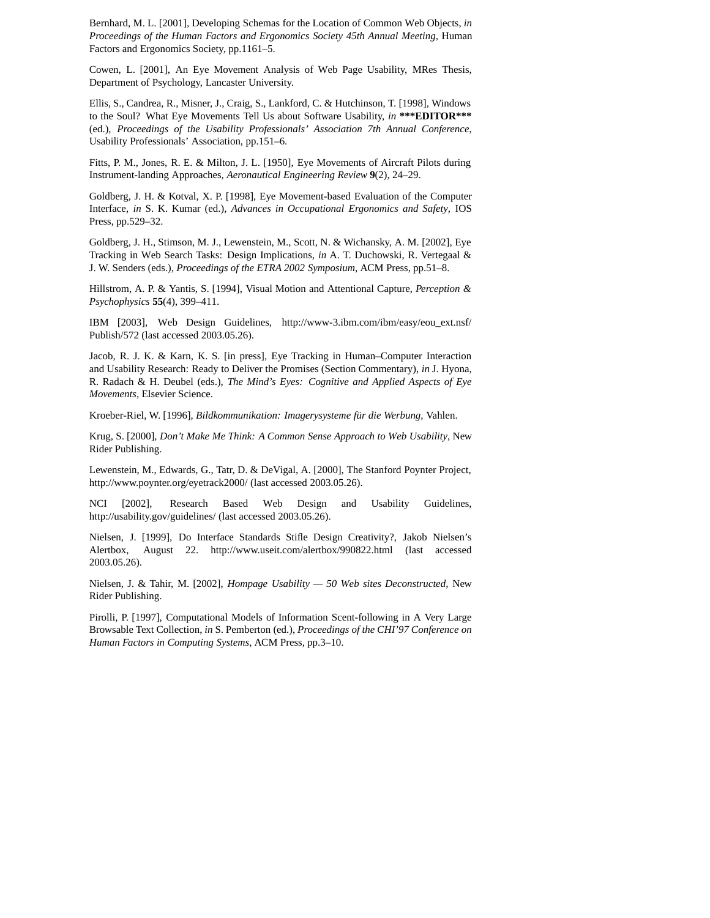Bernhard, M. L. [2001], Developing Schemas for the Location of Common Web Objects, *in Proceedings of the Human Factors and Ergonomics Society 45th Annual Meeting*, Human Factors and Ergonomics Society, pp.1161–5.

Cowen, L. [2001], An Eye Movement Analysis of Web Page Usability, MRes Thesis, Department of Psychology, Lancaster University.

Ellis, S., Candrea, R., Misner, J., Craig, S., Lankford, C. & Hutchinson, T. [1998], Windows to the Soul? What Eye Movements Tell Us about Software Usability, *in* **\*\*\*EDITOR\*\*\*** (ed.), *Proceedings of the Usability Professionals' Association 7th Annual Conference*, Usability Professionals' Association, pp.151–6.

Fitts, P. M., Jones, R. E. & Milton, J. L. [1950], Eye Movements of Aircraft Pilots during Instrument-landing Approaches, *Aeronautical Engineering Review* **9**(2), 24–29.

Goldberg, J. H. & Kotval, X. P. [1998], Eye Movement-based Evaluation of the Computer Interface, *in* S. K. Kumar (ed.), *Advances in Occupational Ergonomics and Safety*, IOS Press, pp.529–32.

Goldberg, J. H., Stimson, M. J., Lewenstein, M., Scott, N. & Wichansky, A. M. [2002], Eye Tracking in Web Search Tasks: Design Implications, *in* A. T. Duchowski, R. Vertegaal & J. W. Senders (eds.), *Proceedings of the ETRA 2002 Symposium*, ACM Press, pp.51–8.

Hillstrom, A. P. & Yantis, S. [1994], Visual Motion and Attentional Capture, *Perception & Psychophysics* **55**(4), 399–411.

IBM [2003], Web Design Guidelines, http://www-3.ibm.com/ibm/easy/eou_ext.nsf/Publish/572 (last accessed 2003.05.26).

Jacob, R. J. K. & Karn, K. S. [in press], Eye Tracking in Human–Computer Interaction and Usability Research: Ready to Deliver the Promises (Section Commentary), *in* J. Hyona, R. Radach & H. Deubel (eds.), *The Mind's Eyes: Cognitive and Applied Aspects of Eye Movements*, Elsevier Science.

Kroeber-Riel, W. [1996], *Bildkommunikation: Imagerysysteme für die Werbung*, Vahlen.

Krug, S. [2000], *Don't Make Me Think: A Common Sense Approach to Web Usability*, New Rider Publishing.

Lewenstein, M., Edwards, G., Tatr, D. & DeVigal, A. [2000], The Stanford Poynter Project, http://www.poynter.org/eyetrack2000/ (last accessed 2003.05.26).

NCI [2002], Research Based Web Design and Usability Guidelines, http://usability.gov/guidelines/ (last accessed 2003.05.26).

Nielsen, J. [1999], Do Interface Standards Stifle Design Creativity?, Jakob Nielsen's Alertbox, August 22. http://www.useit.com/alertbox/990822.html (last accessed 2003.05.26).

Nielsen, J. & Tahir, M. [2002], *Hompage Usability — 50 Web sites Deconstructed*, New Rider Publishing.

Pirolli, P. [1997], Computational Models of Information Scent-following in A Very Large Browsable Text Collection, *in* S. Pemberton (ed.), *Proceedings of the CHI'97 Conference on Human Factors in Computing Systems*, ACM Press, pp.3–10.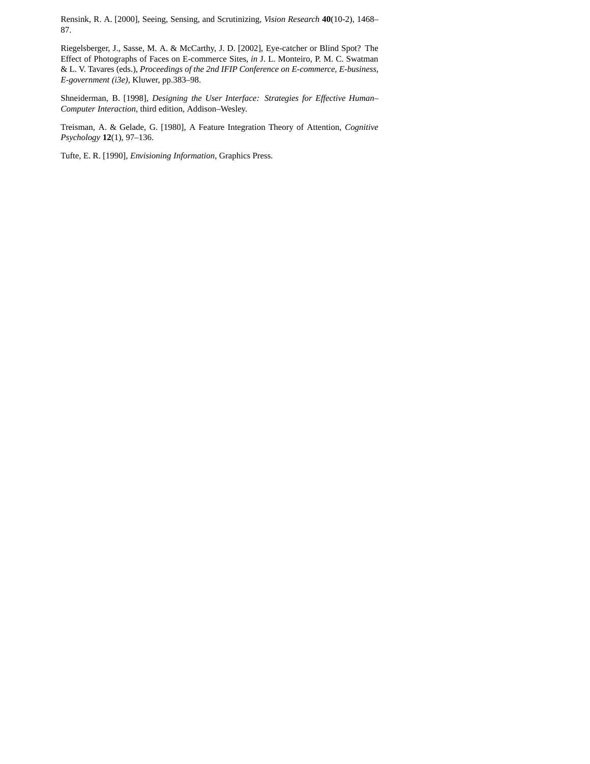Rensink, R. A. [2000], Seeing, Sensing, and Scrutinizing, *Vision Research* **40**(10-2), 1468–87.

Riegelsberger, J., Sasse, M. A. & McCarthy, J. D. [2002], Eye-catcher or Blind Spot? The Effect of Photographs of Faces on E-commerce Sites, *in* J. L. Monteiro, P. M. C. Swatman & L. V. Tavares (eds.), *Proceedings of the 2nd IFIP Conference on E-commerce, E-business, E-government (i3e)*, Kluwer, pp.383–98.

Shneiderman, B. [1998], *Designing the User Interface: Strategies for Effective Human–Computer Interaction*, third edition, Addison–Wesley.

Treisman, A. & Gelade, G. [1980], A Feature Integration Theory of Attention, *Cognitive Psychology* **12**(1), 97–136.

Tufte, E. R. [1990], *Envisioning Information*, Graphics Press.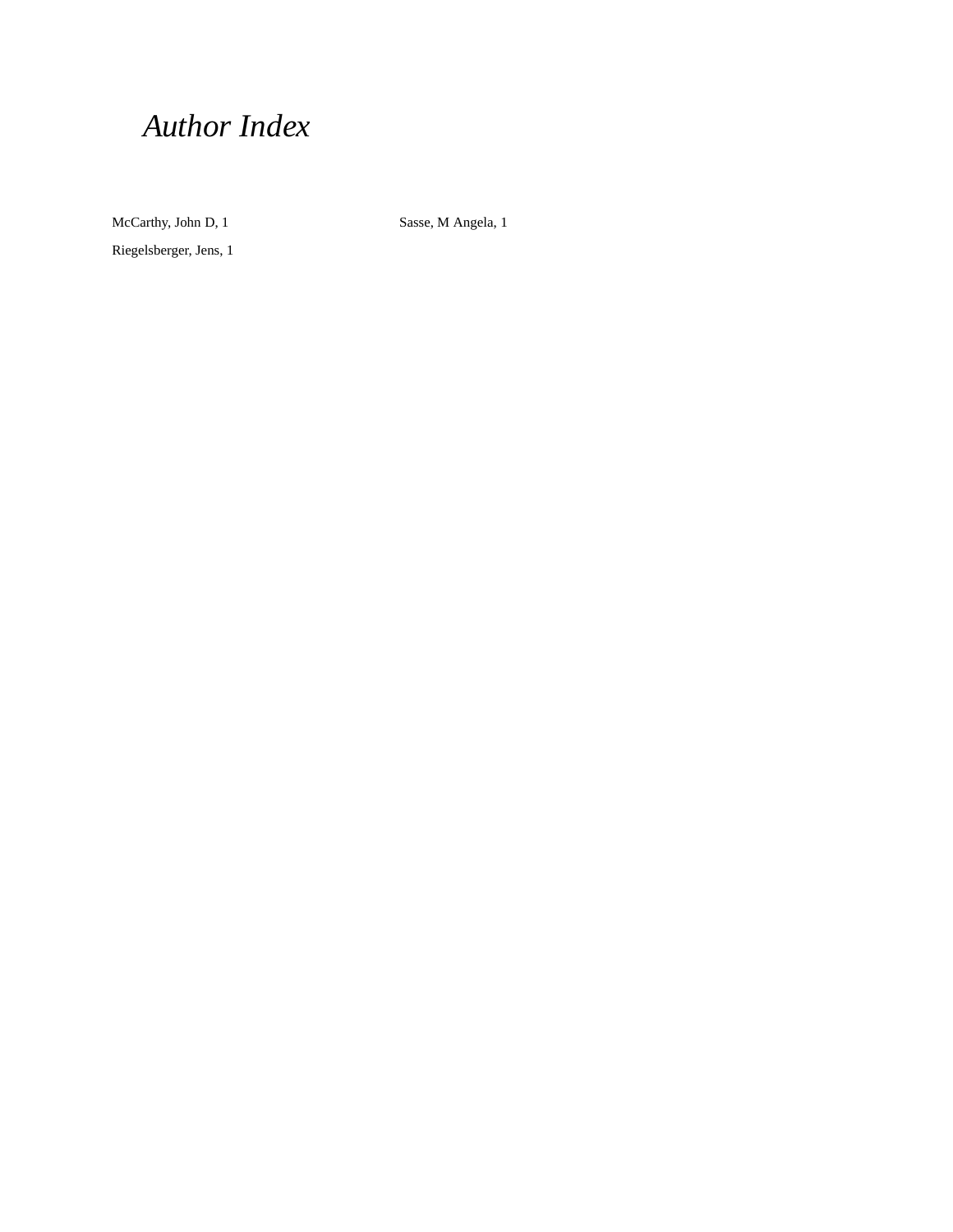# *Author Index*

McCarthy, John D, 1

Riegelsberger, Jens, 1

Sasse, M Angela, 1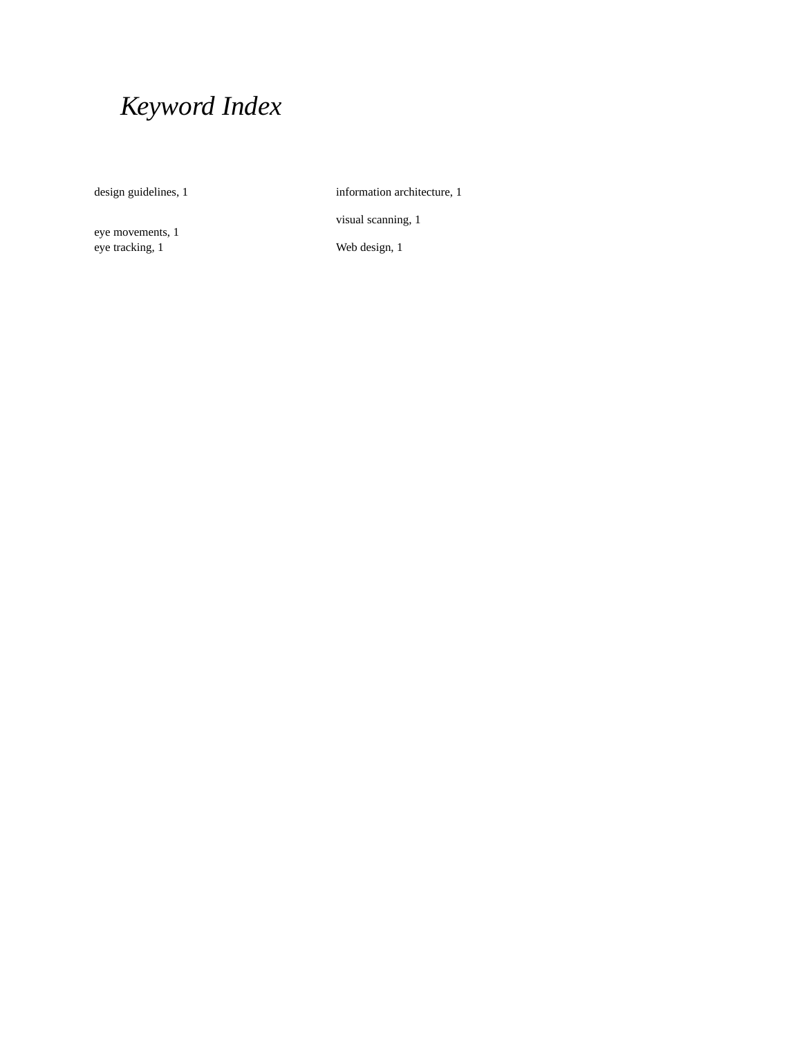# *Keyword Index*

design guidelines, 1

eye movements, 1
eye tracking, 1

information architecture, 1

visual scanning, 1

Web design, 1